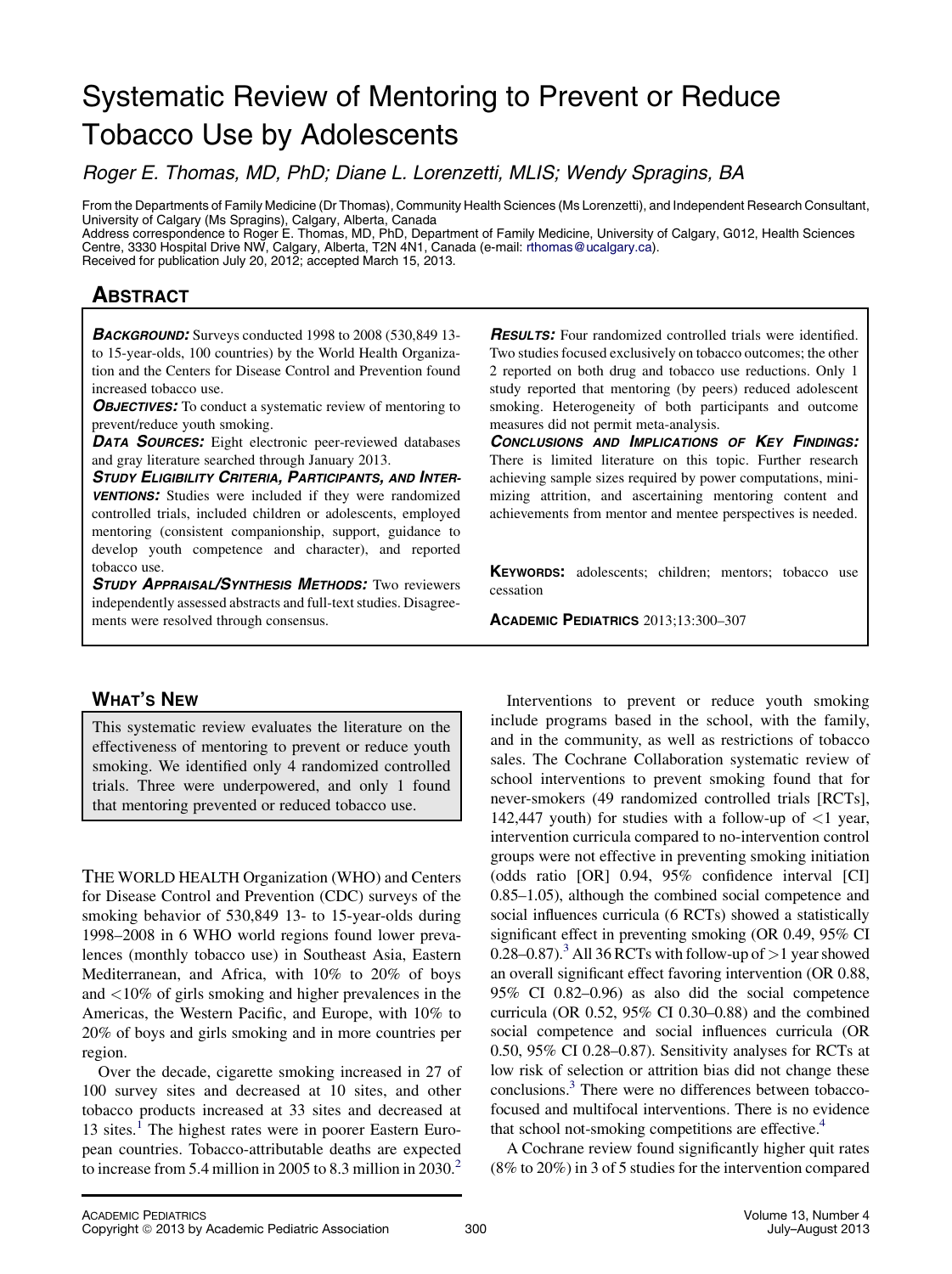# Systematic Review of Mentoring to Prevent or Reduce Tobacco Use by Adolescents

*Roger E. Thomas, MD, PhD; Diane L. Lorenzetti, MLIS; Wendy Spragins, BA*

From the Departments of Family Medicine (Dr Thomas), Community Health Sciences (Ms Lorenzetti), and Independent Research Consultant, University of Calgary (Ms Spragins), Calgary, Alberta, Canada

Address correspondence to Roger E. Thomas, MD, PhD, Department of Family Medicine, University of Calgary, G012, Health Sciences Centre, 3330 Hospital Drive NW, Calgary, Alberta, T2N 4N1, Canada (e-mail: rthomas@ucalgary.ca).

Received for publication July 20, 2012; accepted March 15, 2013.

## Abstract

***Background:*** Surveys conducted 1998 to 2008 (530,849 13- to 15-year-olds, 100 countries) by the World Health Organization and the Centers for Disease Control and Prevention found increased tobacco use.

***Objectives:*** To conduct a systematic review of mentoring to prevent/reduce youth smoking.

***Data Sources:*** Eight electronic peer-reviewed databases and gray literature searched through January 2013.

***Study Eligibility Criteria, Participants, and Interventions:*** Studies were included if they were randomized controlled trials, included children or adolescents, employed mentoring (consistent companionship, support, guidance to develop youth competence and character), and reported tobacco use.

***Study Appraisal/Synthesis Methods:*** Two reviewers independently assessed abstracts and full-text studies. Disagreements were resolved through consensus.

***Results:*** Four randomized controlled trials were identified. Two studies focused exclusively on tobacco outcomes; the other 2 reported on both drug and tobacco use reductions. Only 1 study reported that mentoring (by peers) reduced adolescent smoking. Heterogeneity of both participants and outcome measures did not permit meta-analysis.

***Conclusions and Implications of Key Findings:*** There is limited literature on this topic. Further research achieving sample sizes required by power computations, minimizing attrition, and ascertaining mentoring content and achievements from mentor and mentee perspectives is needed.

**Keywords:** adolescents; children; mentors; tobacco use cessation

**Academic Pediatrics** 2013;13:300–307

## What's New

This systematic review evaluates the literature on the effectiveness of mentoring to prevent or reduce youth smoking. We identified only 4 randomized controlled trials. Three were underpowered, and only 1 found that mentoring prevented or reduced tobacco use.

The World Health Organization (WHO) and Centers for Disease Control and Prevention (CDC) surveys of the smoking behavior of 530,849 13- to 15-year-olds during 1998–2008 in 6 WHO world regions found lower prevalences (monthly tobacco use) in Southeast Asia, Eastern Mediterranean, and Africa, with 10% to 20% of boys and <10% of girls smoking and higher prevalences in the Americas, the Western Pacific, and Europe, with 10% to 20% of boys and girls smoking and in more countries per region.

Over the decade, cigarette smoking increased in 27 of 100 survey sites and decreased at 10 sites, and other tobacco products increased at 33 sites and decreased at 13 sites.[1] The highest rates were in poorer Eastern European countries. Tobacco-attributable deaths are expected to increase from 5.4 million in 2005 to 8.3 million in 2030.[2]

Interventions to prevent or reduce youth smoking include programs based in the school, with the family, and in the community, as well as restrictions of tobacco sales. The Cochrane Collaboration systematic review of school interventions to prevent smoking found that for never-smokers (49 randomized controlled trials [RCTs], 142,447 youth) for studies with a follow-up of <1 year, intervention curricula compared to no-intervention control groups were not effective in preventing smoking initiation (odds ratio [OR] 0.94, 95% confidence interval [CI] 0.85–1.05), although the combined social competence and social influences curricula (6 RCTs) showed a statistically significant effect in preventing smoking (OR 0.49, 95% CI 0.28–0.87).[3] All 36 RCTs with follow-up of >1 year showed an overall significant effect favoring intervention (OR 0.88, 95% CI 0.82–0.96) as also did the social competence curricula (OR 0.52, 95% CI 0.30–0.88) and the combined social competence and social influences curricula (OR 0.50, 95% CI 0.28–0.87). Sensitivity analyses for RCTs at low risk of selection or attrition bias did not change these conclusions.[3] There were no differences between tobacco-focused and multifocal interventions. There is no evidence that school not-smoking competitions are effective.[4]

A Cochrane review found significantly higher quit rates (8% to 20%) in 3 of 5 studies for the intervention compared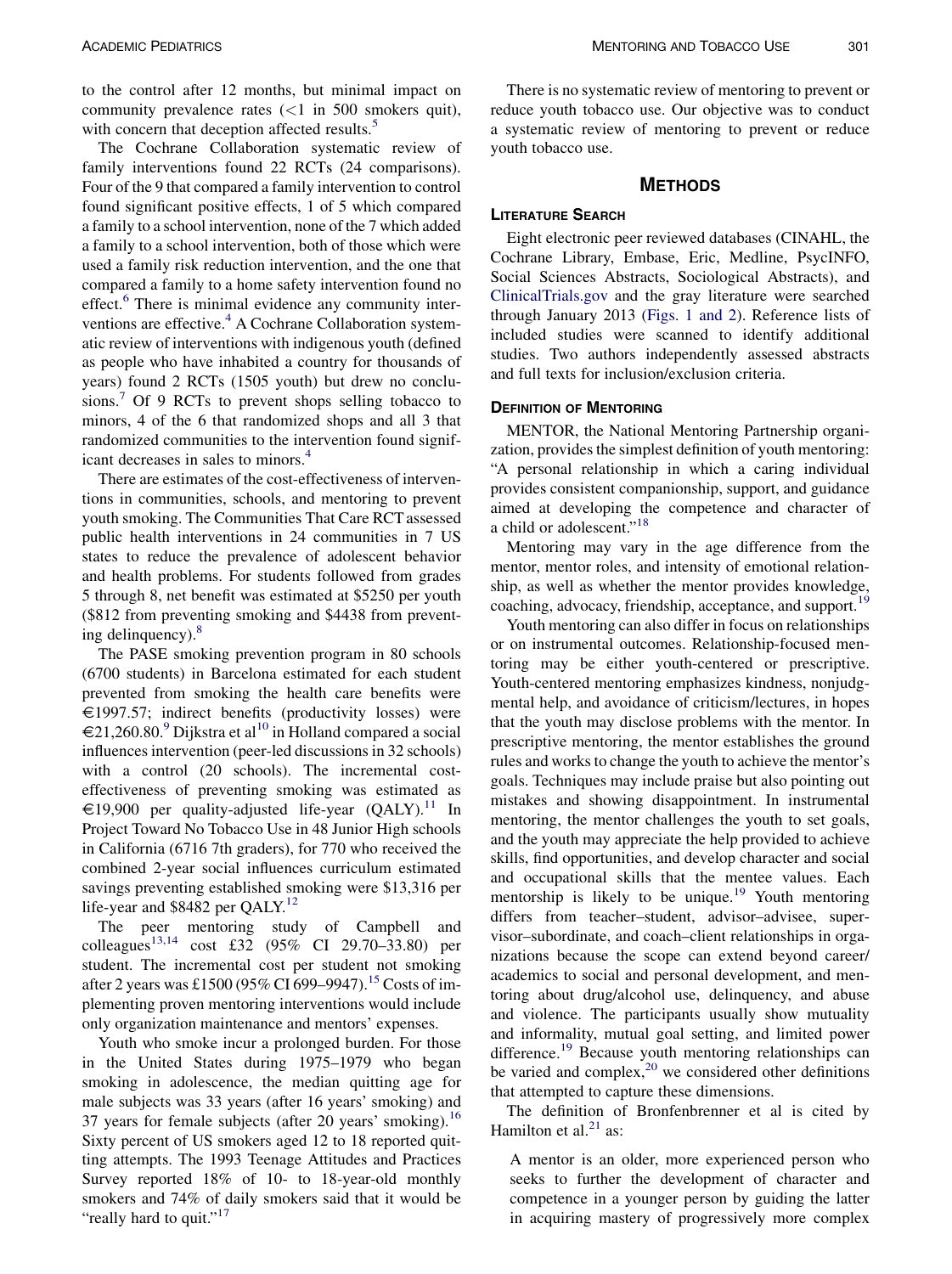to the control after 12 months, but minimal impact on community prevalence rates (<1 in 500 smokers quit), with concern that deception affected results.[5]

The Cochrane Collaboration systematic review of family interventions found 22 RCTs (24 comparisons). Four of the 9 that compared a family intervention to control found significant positive effects, 1 of 5 which compared a family to a school intervention, none of the 7 which added a family to a school intervention, both of those which were used a family risk reduction intervention, and the one that compared a family to a home safety intervention found no effect.[6] There is minimal evidence any community interventions are effective.[4] A Cochrane Collaboration systematic review of interventions with indigenous youth (defined as people who have inhabited a country for thousands of years) found 2 RCTs (1505 youth) but drew no conclusions.[7] Of 9 RCTs to prevent shops selling tobacco to minors, 4 of the 6 that randomized shops and all 3 that randomized communities to the intervention found significant decreases in sales to minors.[4]

There are estimates of the cost-effectiveness of interventions in communities, schools, and mentoring to prevent youth smoking. The Communities That Care RCT assessed public health interventions in 24 communities in 7 US states to reduce the prevalence of adolescent behavior and health problems. For students followed from grades 5 through 8, net benefit was estimated at \$5250 per youth (\$812 from preventing smoking and \$4438 from preventing delinquency).[8]

The PASE smoking prevention program in 80 schools (6700 students) in Barcelona estimated for each student prevented from smoking the health care benefits were €1997.57; indirect benefits (productivity losses) were €21,260.80.[9] Dijkstra et al[10] in Holland compared a social influences intervention (peer-led discussions in 32 schools) with a control (20 schools). The incremental cost-effectiveness of preventing smoking was estimated as €19,900 per quality-adjusted life-year (QALY).[11] In Project Toward No Tobacco Use in 48 Junior High schools in California (6716 7th graders), for 770 who received the combined 2-year social influences curriculum estimated savings preventing established smoking were \$13,316 per life-year and \$8482 per QALY.[12]

The peer mentoring study of Campbell and colleagues[13,14] cost £32 (95% CI 29.70–33.80) per student. The incremental cost per student not smoking after 2 years was £1500 (95% CI 699–9947).[15] Costs of implementing proven mentoring interventions would include only organization maintenance and mentors' expenses.

Youth who smoke incur a prolonged burden. For those in the United States during 1975–1979 who began smoking in adolescence, the median quitting age for male subjects was 33 years (after 16 years' smoking) and 37 years for female subjects (after 20 years' smoking).[16] Sixty percent of US smokers aged 12 to 18 reported quitting attempts. The 1993 Teenage Attitudes and Practices Survey reported 18% of 10- to 18-year-old monthly smokers and 74% of daily smokers said that it would be "really hard to quit."[17]

There is no systematic review of mentoring to prevent or reduce youth tobacco use. Our objective was to conduct a systematic review of mentoring to prevent or reduce youth tobacco use.

## Methods

### Literature Search

Eight electronic peer reviewed databases (CINAHL, the Cochrane Library, Embase, Eric, Medline, PsycINFO, Social Sciences Abstracts, Sociological Abstracts), and ClinicalTrials.gov and the gray literature were searched through January 2013 (Figs. 1 and 2). Reference lists of included studies were scanned to identify additional studies. Two authors independently assessed abstracts and full texts for inclusion/exclusion criteria.

### Definition of Mentoring

MENTOR, the National Mentoring Partnership organization, provides the simplest definition of youth mentoring: "A personal relationship in which a caring individual provides consistent companionship, support, and guidance aimed at developing the competence and character of a child or adolescent."[18]

Mentoring may vary in the age difference from the mentor, mentor roles, and intensity of emotional relationship, as well as whether the mentor provides knowledge, coaching, advocacy, friendship, acceptance, and support.[19]

Youth mentoring can also differ in focus on relationships or on instrumental outcomes. Relationship-focused mentoring may be either youth-centered or prescriptive. Youth-centered mentoring emphasizes kindness, nonjudgmental help, and avoidance of criticism/lectures, in hopes that the youth may disclose problems with the mentor. In prescriptive mentoring, the mentor establishes the ground rules and works to change the youth to achieve the mentor's goals. Techniques may include praise but also pointing out mistakes and showing disappointment. In instrumental mentoring, the mentor challenges the youth to set goals, and the youth may appreciate the help provided to achieve skills, find opportunities, and develop character and social and occupational skills that the mentee values. Each mentorship is likely to be unique.[19] Youth mentoring differs from teacher–student, advisor–advisee, supervisor–subordinate, and coach–client relationships in organizations because the scope can extend beyond career/academics to social and personal development, and mentoring about drug/alcohol use, delinquency, and abuse and violence. The participants usually show mutuality and informality, mutual goal setting, and limited power difference.[19] Because youth mentoring relationships can be varied and complex,[20] we considered other definitions that attempted to capture these dimensions.

The definition of Bronfenbrenner et al is cited by Hamilton et al.[21] as:

> A mentor is an older, more experienced person who seeks to further the development of character and competence in a younger person by guiding the latter in acquiring mastery of progressively more complex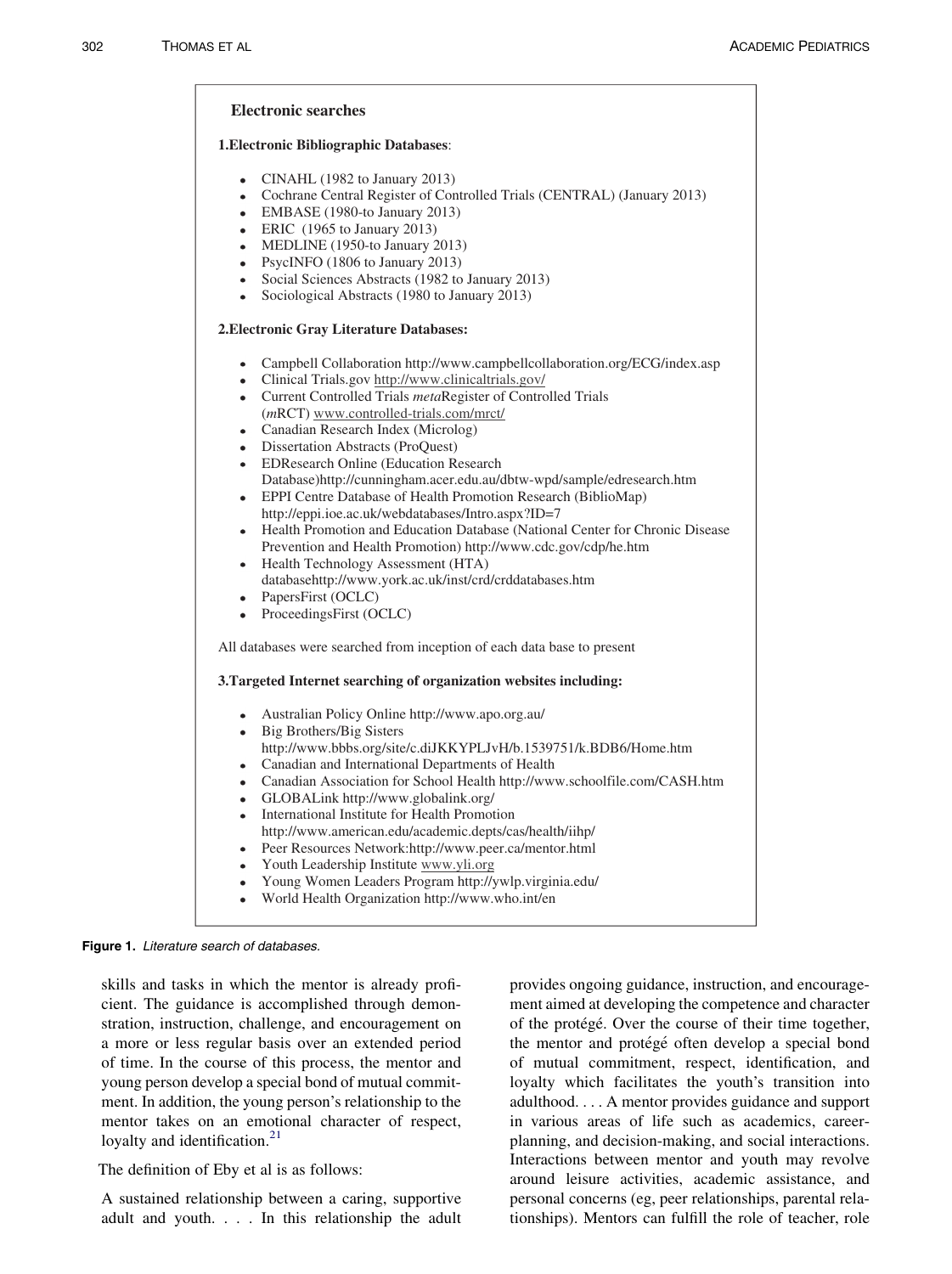**Electronic searches**

**1.Electronic Bibliographic Databases**:

- CINAHL (1982 to January 2013)
- Cochrane Central Register of Controlled Trials (CENTRAL) (January 2013)
- EMBASE (1980-to January 2013)
- ERIC (1965 to January 2013)
- MEDLINE (1950-to January 2013)
- PsycINFO (1806 to January 2013)
- Social Sciences Abstracts (1982 to January 2013)
- Sociological Abstracts (1980 to January 2013)

**2.Electronic Gray Literature Databases:**

- Campbell Collaboration http://www.campbellcollaboration.org/ECG/index.asp
- Clinical Trials.gov http://www.clinicaltrials.gov/
- Current Controlled Trials *meta*Register of Controlled Trials (*m*RCT) www.controlled-trials.com/mrct/
- Canadian Research Index (Microlog)
- Dissertation Abstracts (ProQuest)
- EDResearch Online (Education Research Database)http://cunningham.acer.edu.au/dbtw-wpd/sample/edresearch.htm
- EPPI Centre Database of Health Promotion Research (BiblioMap) http://eppi.ioe.ac.uk/webdatabases/Intro.aspx?ID=7
- Health Promotion and Education Database (National Center for Chronic Disease Prevention and Health Promotion) http://www.cdc.gov/cdp/he.htm
- Health Technology Assessment (HTA) databasehttp://www.york.ac.uk/inst/crd/crddatabases.htm
- PapersFirst (OCLC)
- ProceedingsFirst (OCLC)

All databases were searched from inception of each data base to present

**3.Targeted Internet searching of organization websites including:**

- Australian Policy Online http://www.apo.org.au/
- Big Brothers/Big Sisters http://www.bbbs.org/site/c.diJKKYPLJvH/b.1539751/k.BDB6/Home.htm
- Canadian and International Departments of Health
- Canadian Association for School Health http://www.schoolfile.com/CASH.htm
- GLOBALink http://www.globalink.org/
- International Institute for Health Promotion http://www.american.edu/academic.depts/cas/health/iihp/
- Peer Resources Network:http://www.peer.ca/mentor.html
- Youth Leadership Institute www.yli.org
- Young Women Leaders Program http://ywlp.virginia.edu/
- World Health Organization http://www.who.int/en

**Figure 1.** *Literature search of databases.*

> skills and tasks in which the mentor is already proficient. The guidance is accomplished through demonstration, instruction, challenge, and encouragement on a more or less regular basis over an extended period of time. In the course of this process, the mentor and young person develop a special bond of mutual commitment. In addition, the young person's relationship to the mentor takes on an emotional character of respect, loyalty and identification.[21]

The definition of Eby et al is as follows:

> A sustained relationship between a caring, supportive adult and youth. . . . In this relationship the adult provides ongoing guidance, instruction, and encouragement aimed at developing the competence and character of the protégé. Over the course of their time together, the mentor and protégé often develop a special bond of mutual commitment, respect, identification, and loyalty which facilitates the youth's transition into adulthood. . . . A mentor provides guidance and support in various areas of life such as academics, career-planning, and decision-making, and social interactions. Interactions between mentor and youth may revolve around leisure activities, academic assistance, and personal concerns (eg, peer relationships, parental relationships). Mentors can fulfill the role of teacher, role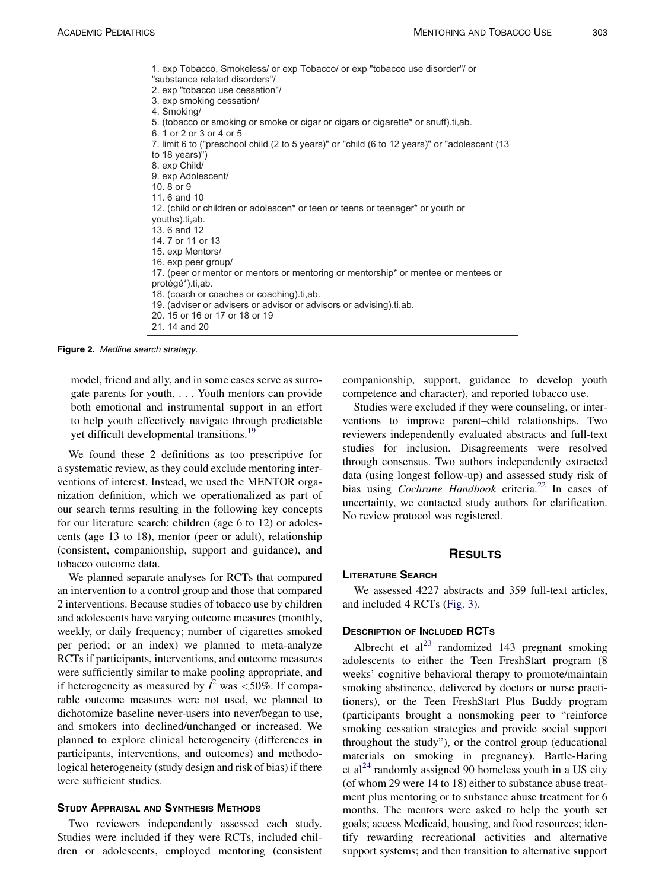```
1. exp Tobacco, Smokeless/ or exp Tobacco/ or exp "tobacco use disorder"/ or
"substance related disorders"/
2. exp "tobacco use cessation"/
3. exp smoking cessation/
4. Smoking/
5. (tobacco or smoking or smoke or cigar or cigars or cigarette* or snuff).ti,ab.
6. 1 or 2 or 3 or 4 or 5
7. limit 6 to ("preschool child (2 to 5 years)" or "child (6 to 12 years)" or "adolescent (13
to 18 years)")
8. exp Child/
9. exp Adolescent/
10. 8 or 9
11. 6 and 10
12. (child or children or adolescen* or teen or teens or teenager* or youth or
youths).ti,ab.
13. 6 and 12
14. 7 or 11 or 13
15. exp Mentors/
16. exp peer group/
17. (peer or mentor or mentors or mentoring or mentorship* or mentee or mentees or
protégé*).ti,ab.
18. (coach or coaches or coaching).ti,ab.
19. (adviser or advisers or advisor or advisors or advising).ti,ab.
20. 15 or 16 or 17 or 18 or 19
21. 14 and 20
```

**Figure 2.** *Medline search strategy.*

model, friend and ally, and in some cases serve as surrogate parents for youth. . . . Youth mentors can provide both emotional and instrumental support in an effort to help youth effectively navigate through predictable yet difficult developmental transitions.[19]

We found these 2 definitions as too prescriptive for a systematic review, as they could exclude mentoring interventions of interest. Instead, we used the MENTOR organization definition, which we operationalized as part of our search terms resulting in the following key concepts for our literature search: children (age 6 to 12) or adolescents (age 13 to 18), mentor (peer or adult), relationship (consistent, companionship, support and guidance), and tobacco outcome data.

We planned separate analyses for RCTs that compared an intervention to a control group and those that compared 2 interventions. Because studies of tobacco use by children and adolescents have varying outcome measures (monthly, weekly, or daily frequency; number of cigarettes smoked per period; or an index) we planned to meta-analyze RCTs if participants, interventions, and outcome measures were sufficiently similar to make pooling appropriate, and if heterogeneity as measured by $I^2$ was $<50\%$. If comparable outcome measures were not used, we planned to dichotomize baseline never-users into never/began to use, and smokers into declined/unchanged or increased. We planned to explore clinical heterogeneity (differences in participants, interventions, and outcomes) and methodological heterogeneity (study design and risk of bias) if there were sufficient studies.

### Study Appraisal and Synthesis Methods

Two reviewers independently assessed each study. Studies were included if they were RCTs, included children or adolescents, employed mentoring (consistent companionship, support, guidance to develop youth competence and character), and reported tobacco use.

Studies were excluded if they were counseling, or interventions to improve parent–child relationships. Two reviewers independently evaluated abstracts and full-text studies for inclusion. Disagreements were resolved through consensus. Two authors independently extracted data (using longest follow-up) and assessed study risk of bias using *Cochrane Handbook* criteria.[22] In cases of uncertainty, we contacted study authors for clarification. No review protocol was registered.

## Results

### Literature Search

We assessed 4227 abstracts and 359 full-text articles, and included 4 RCTs (Fig. 3).

### Description of Included RCTs

Albrecht et al[23] randomized 143 pregnant smoking adolescents to either the Teen FreshStart program (8 weeks' cognitive behavioral therapy to promote/maintain smoking abstinence, delivered by doctors or nurse practitioners), or the Teen FreshStart Plus Buddy program (participants brought a nonsmoking peer to "reinforce smoking cessation strategies and provide social support throughout the study"), or the control group (educational materials on smoking in pregnancy). Bartle-Haring et al[24] randomly assigned 90 homeless youth in a US city (of whom 29 were 14 to 18) either to substance abuse treatment plus mentoring or to substance abuse treatment for 6 months. The mentors were asked to help the youth set goals; access Medicaid, housing, and food resources; identify rewarding recreational activities and alternative support systems; and then transition to alternative support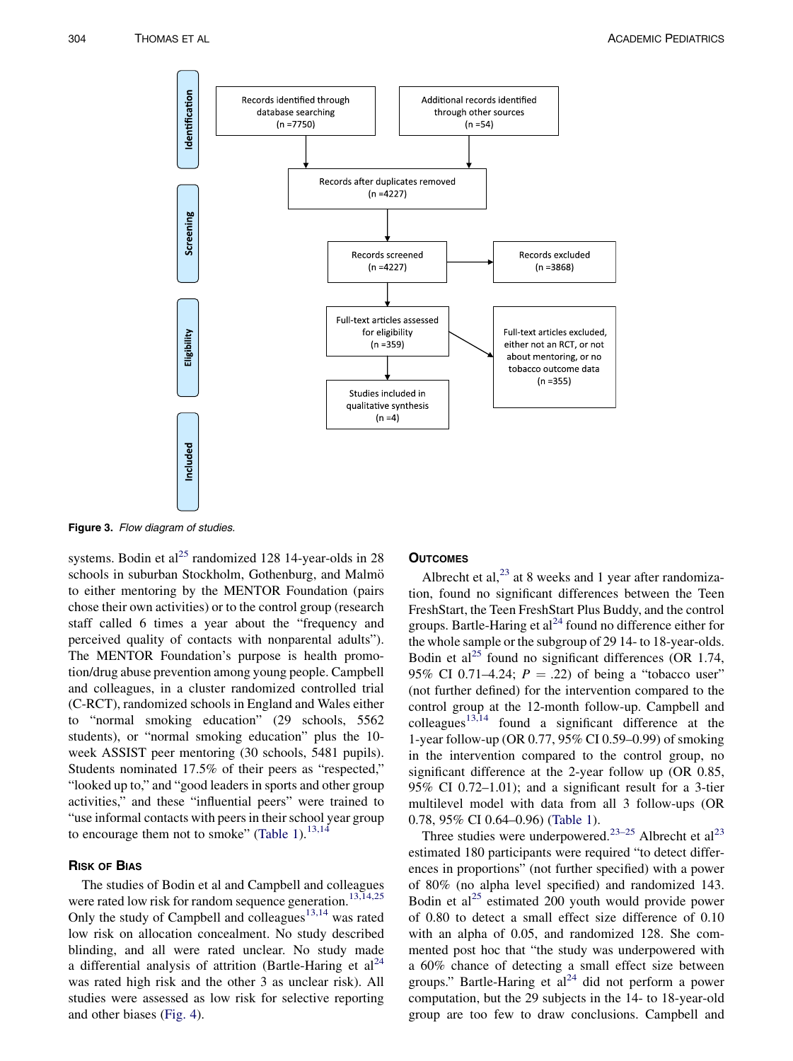Identification

Screening

Eligibility

Included

Records identified through database searching (n =7750)

Additional records identified through other sources (n =54)

Records after duplicates removed (n =4227)

Records screened (n =4227)

Records excluded (n =3868)

Full-text articles assessed for eligibility (n =359)

Full-text articles excluded, either not an RCT, or not about mentoring, or no tobacco outcome data (n =355)

Studies included in qualitative synthesis (n =4)

**Figure 3.** *Flow diagram of studies.*

systems. Bodin et al[25] randomized 128 14-year-olds in 28 schools in suburban Stockholm, Gothenburg, and Malmö to either mentoring by the MENTOR Foundation (pairs chose their own activities) or to the control group (research staff called 6 times a year about the "frequency and perceived quality of contacts with nonparental adults"). The MENTOR Foundation's purpose is health promotion/drug abuse prevention among young people. Campbell and colleagues, in a cluster randomized controlled trial (C-RCT), randomized schools in England and Wales either to "normal smoking education" (29 schools, 5562 students), or "normal smoking education" plus the 10-week ASSIST peer mentoring (30 schools, 5481 pupils). Students nominated 17.5% of their peers as "respected," "looked up to," and "good leaders in sports and other group activities," and these "influential peers" were trained to "use informal contacts with peers in their school year group to encourage them not to smoke" (Table 1).[13,14]

## Risk of Bias

The studies of Bodin et al and Campbell and colleagues were rated low risk for random sequence generation.[13,14,25] Only the study of Campbell and colleagues[13,14] was rated low risk on allocation concealment. No study described blinding, and all were rated unclear. No study made a differential analysis of attrition (Bartle-Haring et al[24] was rated high risk and the other 3 as unclear risk). All studies were assessed as low risk for selective reporting and other biases (Fig. 4).

## Outcomes

Albrecht et al,[23] at 8 weeks and 1 year after randomization, found no significant differences between the Teen FreshStart, the Teen FreshStart Plus Buddy, and the control groups. Bartle-Haring et al[24] found no difference either for the whole sample or the subgroup of 29 14- to 18-year-olds. Bodin et al[25] found no significant differences (OR 1.74, 95% CI 0.71–4.24; $P = .22$) of being a "tobacco user" (not further defined) for the intervention compared to the control group at the 12-month follow-up. Campbell and colleagues[13,14] found a significant difference at the 1-year follow-up (OR 0.77, 95% CI 0.59–0.99) of smoking in the intervention compared to the control group, no significant difference at the 2-year follow up (OR 0.85, 95% CI 0.72–1.01); and a significant result for a 3-tier multilevel model with data from all 3 follow-ups (OR 0.78, 95% CI 0.64–0.96) (Table 1).

Three studies were underpowered.[23–25] Albrecht et al[23] estimated 180 participants were required "to detect differences in proportions" (not further specified) with a power of 80% (no alpha level specified) and randomized 143. Bodin et al[25] estimated 200 youth would provide power of 0.80 to detect a small effect size difference of 0.10 with an alpha of 0.05, and randomized 128. She commented post hoc that "the study was underpowered with a 60% chance of detecting a small effect size between groups." Bartle-Haring et al[24] did not perform a power computation, but the 29 subjects in the 14- to 18-year-old group are too few to draw conclusions. Campbell and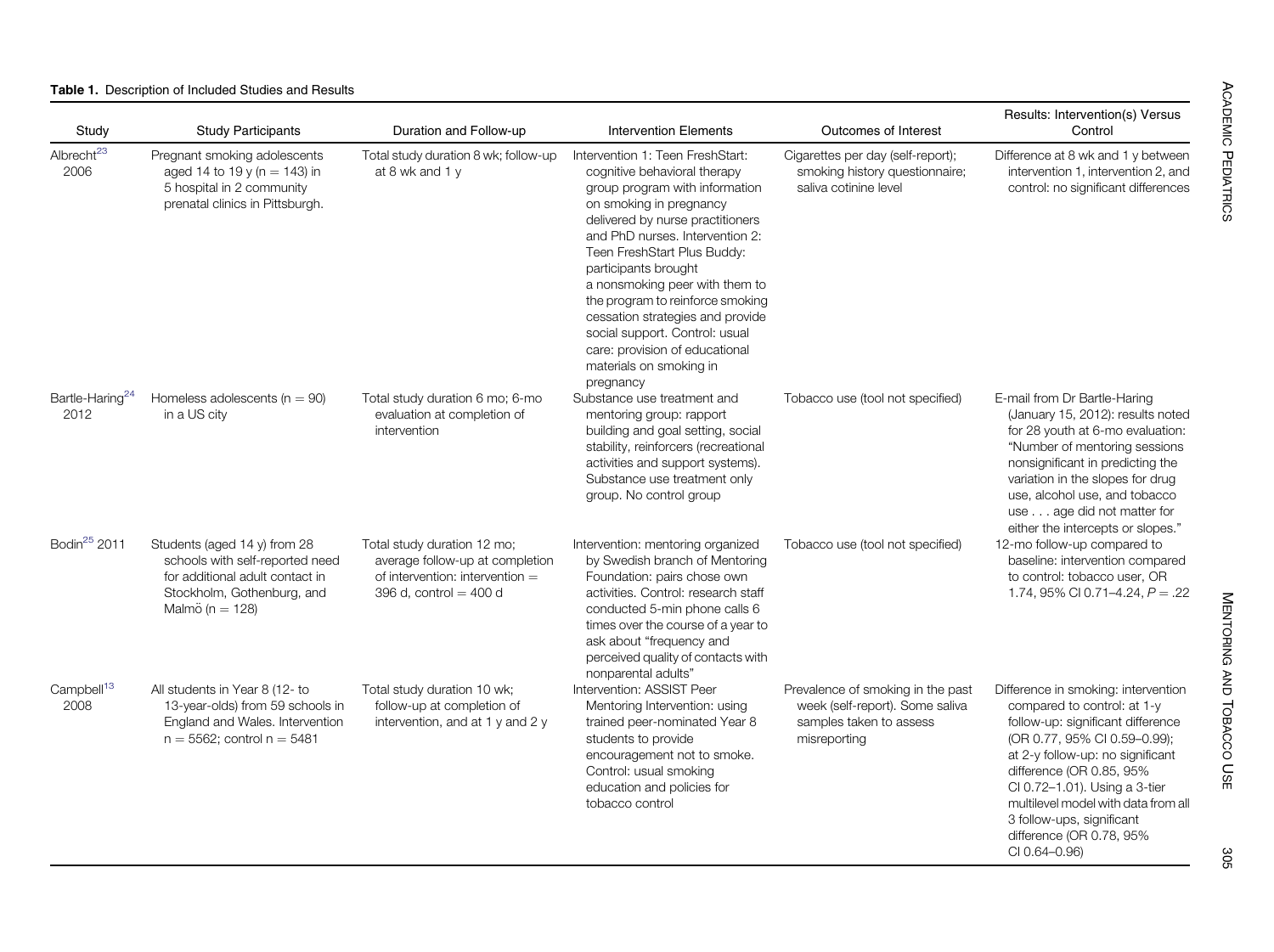**Table 1.** Description of Included Studies and Results

| Study | Study Participants | Duration and Follow-up | Intervention Elements | Outcomes of Interest | Results: Intervention(s) Versus Control |
|---|---|---|---|---|---|
| Albrecht[23] 2006 | Pregnant smoking adolescents aged 14 to 19 y (n = 143) in 5 hospital in 2 community prenatal clinics in Pittsburgh. | Total study duration 8 wk; follow-up at 8 wk and 1 y | Intervention 1: Teen FreshStart: cognitive behavioral therapy group program with information on smoking in pregnancy delivered by nurse practitioners and PhD nurses. Intervention 2: Teen FreshStart Plus Buddy: participants brought a nonsmoking peer with them to the program to reinforce smoking cessation strategies and provide social support. Control: usual care: provision of educational materials on smoking in pregnancy | Cigarettes per day (self-report); smoking history questionnaire; saliva cotinine level | Difference at 8 wk and 1 y between intervention 1, intervention 2, and control: no significant differences |
| Bartle-Haring[24] 2012 | Homeless adolescents (n = 90) in a US city | Total study duration 6 mo; 6-mo evaluation at completion of intervention | Substance use treatment and mentoring group: rapport building and goal setting, social stability, reinforcers (recreational activities and support systems). Substance use treatment only group. No control group | Tobacco use (tool not specified) | E-mail from Dr Bartle-Haring (January 15, 2012): results noted for 28 youth at 6-mo evaluation: "Number of mentoring sessions nonsignificant in predicting the variation in the slopes for drug use, alcohol use, and tobacco use . . . age did not matter for either the intercepts or slopes." |
| Bodin[25] 2011 | Students (aged 14 y) from 28 schools with self-reported need for additional adult contact in Stockholm, Gothenburg, and Malmö (n = 128) | Total study duration 12 mo; average follow-up at completion of intervention: intervention = 396 d, control = 400 d | Intervention: mentoring organized by Swedish branch of Mentoring Foundation: pairs chose own activities. Control: research staff conducted 5-min phone calls 6 times over the course of a year to ask about "frequency and perceived quality of contacts with nonparental adults" | Tobacco use (tool not specified) | 12-mo follow-up compared to baseline: intervention compared to control: tobacco user, OR 1.74, 95% CI 0.71–4.24, $P = .22$ |
| Campbell[13] 2008 | All students in Year 8 (12- to 13-year-olds) from 59 schools in England and Wales. Intervention n = 5562; control n = 5481 | Total study duration 10 wk; follow-up at completion of intervention, and at 1 y and 2 y | Intervention: ASSIST Peer Mentoring Intervention: using trained peer-nominated Year 8 students to provide encouragement not to smoke. Control: usual smoking education and policies for tobacco control | Prevalence of smoking in the past week (self-report). Some saliva samples taken to assess misreporting | Difference in smoking: intervention compared to control: at 1-y follow-up: significant difference (OR 0.77, 95% CI 0.59–0.99); at 2-y follow-up: no significant difference (OR 0.85, 95% CI 0.72–1.01). Using a 3-tier multilevel model with data from all 3 follow-ups, significant difference (OR 0.78, 95% CI 0.64–0.96) |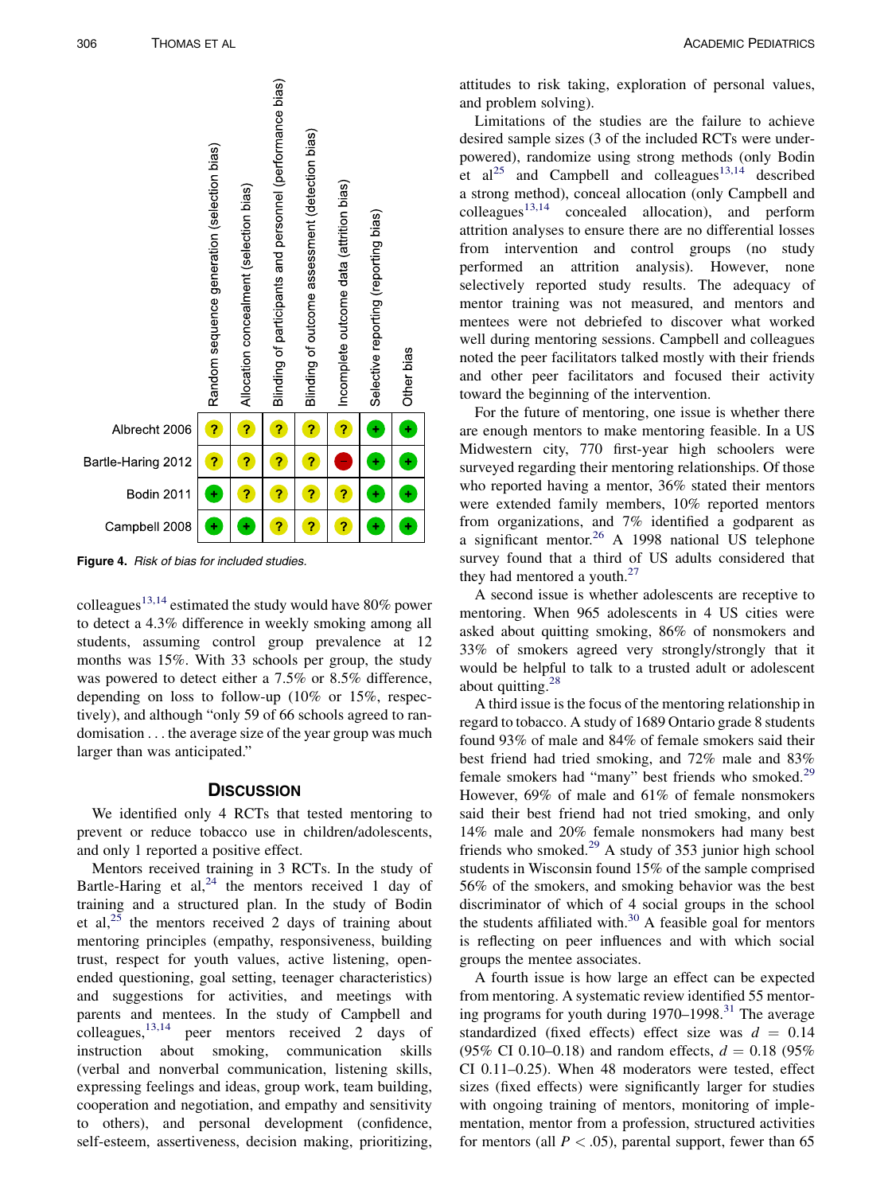Random sequence generation (selection bias)
Allocation concealment (selection bias)
Blinding of participants and personnel (performance bias)
Blinding of outcome assessment (detection bias)
Incomplete outcome data (attrition bias)
Selective reporting (reporting bias)
Other bias

Albrecht 2006
Bartle-Haring 2012
Bodin 2011
Campbell 2008

**Figure 4.** *Risk of bias for included studies.*

colleagues[13,14] estimated the study would have 80% power to detect a 4.3% difference in weekly smoking among all students, assuming control group prevalence at 12 months was 15%. With 33 schools per group, the study was powered to detect either a 7.5% or 8.5% difference, depending on loss to follow-up (10% or 15%, respectively), and although "only 59 of 66 schools agreed to randomisation . . . the average size of the year group was much larger than was anticipated."

## Discussion

We identified only 4 RCTs that tested mentoring to prevent or reduce tobacco use in children/adolescents, and only 1 reported a positive effect.

Mentors received training in 3 RCTs. In the study of Bartle-Haring et al,[24] the mentors received 1 day of training and a structured plan. In the study of Bodin et al,[25] the mentors received 2 days of training about mentoring principles (empathy, responsiveness, building trust, respect for youth values, active listening, open-ended questioning, goal setting, teenager characteristics) and suggestions for activities, and meetings with parents and mentees. In the study of Campbell and colleagues,[13,14] peer mentors received 2 days of instruction about smoking, communication skills (verbal and nonverbal communication, listening skills, expressing feelings and ideas, group work, team building, cooperation and negotiation, and empathy and sensitivity to others), and personal development (confidence, self-esteem, assertiveness, decision making, prioritizing, attitudes to risk taking, exploration of personal values, and problem solving).

Limitations of the studies are the failure to achieve desired sample sizes (3 of the included RCTs were underpowered), randomize using strong methods (only Bodin et al[25] and Campbell and colleagues[13,14] described a strong method), conceal allocation (only Campbell and colleagues[13,14] concealed allocation), and perform attrition analyses to ensure there are no differential losses from intervention and control groups (no study performed an attrition analysis). However, none selectively reported study results. The adequacy of mentor training was not measured, and mentors and mentees were not debriefed to discover what worked well during mentoring sessions. Campbell and colleagues noted the peer facilitators talked mostly with their friends and other peer facilitators and focused their activity toward the beginning of the intervention.

For the future of mentoring, one issue is whether there are enough mentors to make mentoring feasible. In a US Midwestern city, 770 first-year high schoolers were surveyed regarding their mentoring relationships. Of those who reported having a mentor, 36% stated their mentors were extended family members, 10% reported mentors from organizations, and 7% identified a godparent as a significant mentor.[26] A 1998 national US telephone survey found that a third of US adults considered that they had mentored a youth.[27]

A second issue is whether adolescents are receptive to mentoring. When 965 adolescents in 4 US cities were asked about quitting smoking, 86% of nonsmokers and 33% of smokers agreed very strongly/strongly that it would be helpful to talk to a trusted adult or adolescent about quitting.[28]

A third issue is the focus of the mentoring relationship in regard to tobacco. A study of 1689 Ontario grade 8 students found 93% of male and 84% of female smokers said their best friend had tried smoking, and 72% male and 83% female smokers had "many" best friends who smoked.[29] However, 69% of male and 61% of female nonsmokers said their best friend had not tried smoking, and only 14% male and 20% female nonsmokers had many best friends who smoked.[29] A study of 353 junior high school students in Wisconsin found 15% of the sample comprised 56% of the smokers, and smoking behavior was the best discriminator of which of 4 social groups in the school the students affiliated with.[30] A feasible goal for mentors is reflecting on peer influences and with which social groups the mentee associates.

A fourth issue is how large an effect can be expected from mentoring. A systematic review identified 55 mentoring programs for youth during 1970–1998.[31] The average standardized (fixed effects) effect size was $d = 0.14$ (95% CI 0.10–0.18) and random effects, $d = 0.18$ (95% CI 0.11–0.25). When 48 moderators were tested, effect sizes (fixed effects) were significantly larger for studies with ongoing training of mentors, monitoring of implementation, mentor from a profession, structured activities for mentors (all $P < .05$), parental support, fewer than 65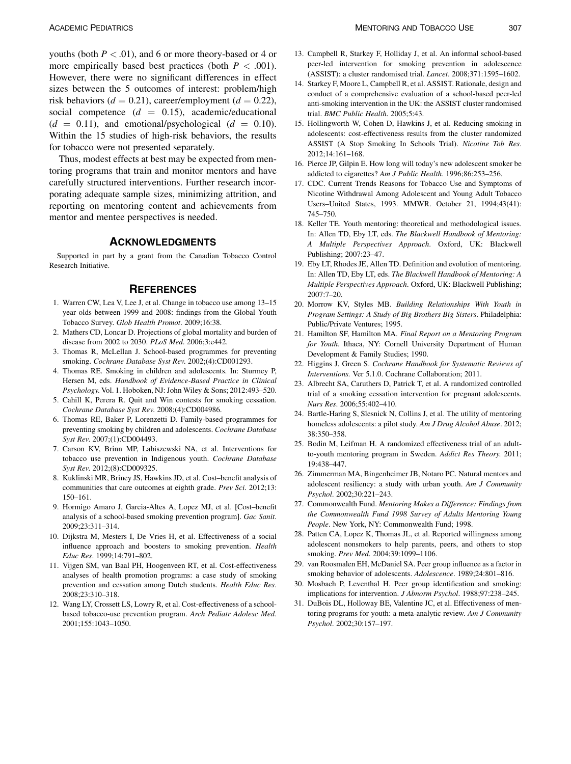youths (both $P < .01$), and 6 or more theory-based or 4 or more empirically based best practices (both $P < .001$). However, there were no significant differences in effect sizes between the 5 outcomes of interest: problem/high risk behaviors ($d = 0.21$), career/employment ($d = 0.22$), social competence ($d = 0.15$), academic/educational ($d = 0.11$), and emotional/psychological ($d = 0.10$). Within the 15 studies of high-risk behaviors, the results for tobacco were not presented separately.

Thus, modest effects at best may be expected from mentoring programs that train and monitor mentors and have carefully structured interventions. Further research incorporating adequate sample sizes, minimizing attrition, and reporting on mentoring content and achievements from mentor and mentee perspectives is needed.

## Acknowledgments

Supported in part by a grant from the Canadian Tobacco Control Research Initiative.

## References

1. Warren CW, Lea V, Lee J, et al. Change in tobacco use among 13–15 year olds between 1999 and 2008: findings from the Global Youth Tobacco Survey. *Glob Health Promot*. 2009;16:38.
2. Mathers CD, Loncar D. Projections of global mortality and burden of disease from 2002 to 2030. *PLoS Med*. 2006;3:e442.
3. Thomas R, McLellan J. School-based programmes for preventing smoking. *Cochrane Database Syst Rev*. 2002;(4):CD001293.
4. Thomas RE. Smoking in children and adolescents. In: Sturmey P, Hersen M, eds. *Handbook of Evidence-Based Practice in Clinical Psychology*. Vol. 1. Hoboken, NJ: John Wiley & Sons; 2012:493–520.
5. Cahill K, Perera R. Quit and Win contests for smoking cessation. *Cochrane Database Syst Rev*. 2008;(4):CD004986.
6. Thomas RE, Baker P, Lorenzetti D. Family-based programmes for preventing smoking by children and adolescents. *Cochrane Database Syst Rev*. 2007;(1):CD004493.
7. Carson KV, Brinn MP, Labiszewski NA, et al. Interventions for tobacco use prevention in Indigenous youth. *Cochrane Database Syst Rev*. 2012;(8):CD009325.
8. Kuklinski MR, Briney JS, Hawkins JD, et al. Cost–benefit analysis of communities that care outcomes at eighth grade. *Prev Sci*. 2012;13:150–161.
9. Hormigo Amaro J, Garcia-Altes A, Lopez MJ, et al. [Cost–benefit analysis of a school-based smoking prevention program]. *Gac Sanit*. 2009;23:311–314.
10. Dijkstra M, Mesters I, De Vries H, et al. Effectiveness of a social influence approach and boosters to smoking prevention. *Health Educ Res*. 1999;14:791–802.
11. Vijgen SM, van Baal PH, Hoogenveen RT, et al. Cost-effectiveness analyses of health promotion programs: a case study of smoking prevention and cessation among Dutch students. *Health Educ Res*. 2008;23:310–318.
12. Wang LY, Crossett LS, Lowry R, et al. Cost-effectiveness of a school-based tobacco-use prevention program. *Arch Pediatr Adolesc Med*. 2001;155:1043–1050.
13. Campbell R, Starkey F, Holliday J, et al. An informal school-based peer-led intervention for smoking prevention in adolescence (ASSIST): a cluster randomised trial. *Lancet*. 2008;371:1595–1602.
14. Starkey F, Moore L, Campbell R, et al. ASSIST. Rationale, design and conduct of a comprehensive evaluation of a school-based peer-led anti-smoking intervention in the UK: the ASSIST cluster randomised trial. *BMC Public Health*. 2005;5:43.
15. Hollingworth W, Cohen D, Hawkins J, et al. Reducing smoking in adolescents: cost-effectiveness results from the cluster randomized ASSIST (A Stop Smoking In Schools Trial). *Nicotine Tob Res*. 2012;14:161–168.
16. Pierce JP, Gilpin E. How long will today's new adolescent smoker be addicted to cigarettes? *Am J Public Health*. 1996;86:253–256.
17. CDC. Current Trends Reasons for Tobacco Use and Symptoms of Nicotine Withdrawal Among Adolescent and Young Adult Tobacco Users–United States, 1993. MMWR. October 21, 1994;43(41): 745–750.
18. Keller TE. Youth mentoring: theoretical and methodological issues. In: Allen TD, Eby LT, eds. *The Blackwell Handbook of Mentoring: A Multiple Perspectives Approach*. Oxford, UK: Blackwell Publishing; 2007:23–47.
19. Eby LT, Rhodes JE, Allen TD. Definition and evolution of mentoring. In: Allen TD, Eby LT, eds. *The Blackwell Handbook of Mentoring: A Multiple Perspectives Approach*. Oxford, UK: Blackwell Publishing; 2007:7–20.
20. Morrow KV, Styles MB. *Building Relationships With Youth in Program Settings: A Study of Big Brothers Big Sisters*. Philadelphia: Public/Private Ventures; 1995.
21. Hamilton SF, Hamilton MA. *Final Report on a Mentoring Program for Youth*. Ithaca, NY: Cornell University Department of Human Development & Family Studies; 1990.
22. Higgins J, Green S. *Cochrane Handbook for Systematic Reviews of Interventions.* Ver 5.1.0. Cochrane Collaboration; 2011.
23. Albrecht SA, Caruthers D, Patrick T, et al. A randomized controlled trial of a smoking cessation intervention for pregnant adolescents. *Nurs Res*. 2006;55:402–410.
24. Bartle-Haring S, Slesnick N, Collins J, et al. The utility of mentoring homeless adolescents: a pilot study. *Am J Drug Alcohol Abuse*. 2012; 38:350–358.
25. Bodin M, Leifman H. A randomized effectiveness trial of an adult-to-youth mentoring program in Sweden. *Addict Res Theory.* 2011; 19:438–447.
26. Zimmerman MA, Bingenheimer JB, Notaro PC. Natural mentors and adolescent resiliency: a study with urban youth. *Am J Community Psychol*. 2002;30:221–243.
27. Commonwealth Fund. *Mentoring Makes a Difference: Findings from the Commonwealth Fund 1998 Survey of Adults Mentoring Young People*. New York, NY: Commonwealth Fund; 1998.
28. Patten CA, Lopez K, Thomas JL, et al. Reported willingness among adolescent nonsmokers to help parents, peers, and others to stop smoking. *Prev Med*. 2004;39:1099–1106.
29. van Roosmalen EH, McDaniel SA. Peer group influence as a factor in smoking behavior of adolescents. *Adolescence*. 1989;24:801–816.
30. Mosbach P, Leventhal H. Peer group identification and smoking: implications for intervention. *J Abnorm Psychol*. 1988;97:238–245.
31. DuBois DL, Holloway BE, Valentine JC, et al. Effectiveness of mentoring programs for youth: a meta-analytic review. *Am J Community Psychol*. 2002;30:157–197.